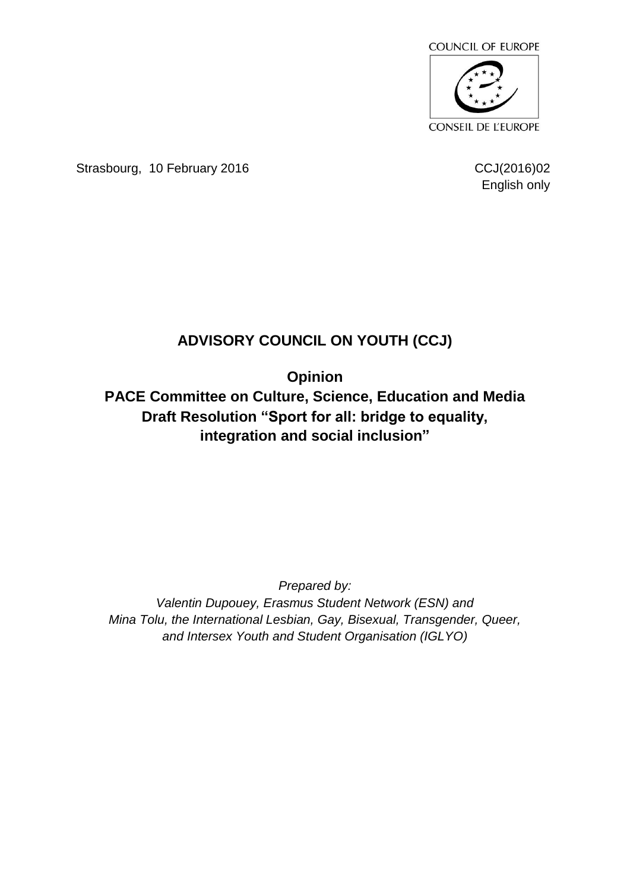COUNCIL OF EUROPE

CONSEIL DE L'EUROPE

Strasbourg, 10 February 2016

CCJ(2016)02
English only

# ADVISORY COUNCIL ON YOUTH (CCJ)

## Opinion
## PACE Committee on Culture, Science, Education and Media Draft Resolution "Sport for all: bridge to equality, integration and social inclusion"

*Prepared by:*
*Valentin Dupouey, Erasmus Student Network (ESN) and*
*Mina Tolu, the International Lesbian, Gay, Bisexual, Transgender, Queer, and Intersex Youth and Student Organisation (IGLYO)*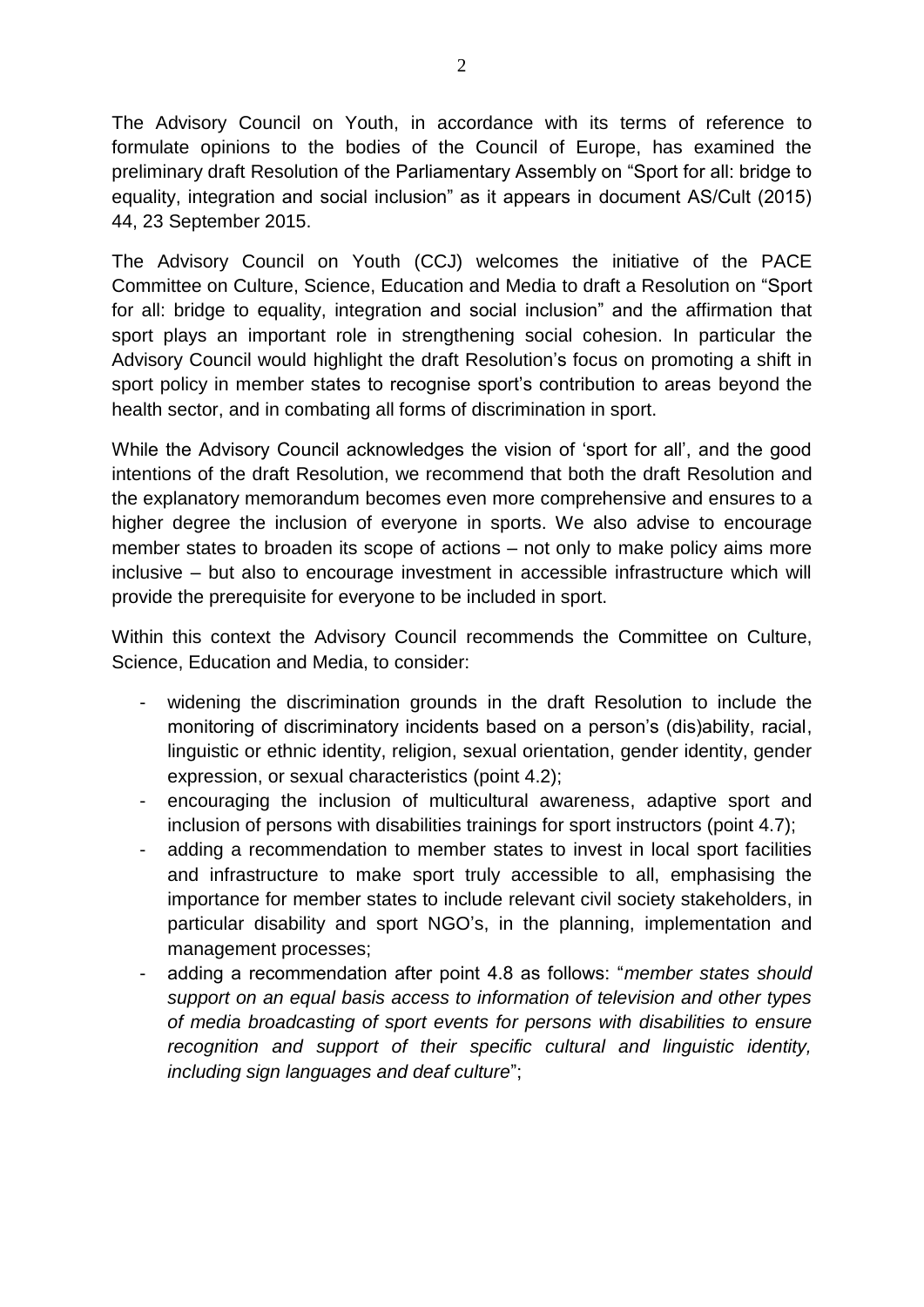The Advisory Council on Youth, in accordance with its terms of reference to formulate opinions to the bodies of the Council of Europe, has examined the preliminary draft Resolution of the Parliamentary Assembly on "Sport for all: bridge to equality, integration and social inclusion" as it appears in document AS/Cult (2015) 44, 23 September 2015.

The Advisory Council on Youth (CCJ) welcomes the initiative of the PACE Committee on Culture, Science, Education and Media to draft a Resolution on "Sport for all: bridge to equality, integration and social inclusion" and the affirmation that sport plays an important role in strengthening social cohesion. In particular the Advisory Council would highlight the draft Resolution's focus on promoting a shift in sport policy in member states to recognise sport's contribution to areas beyond the health sector, and in combating all forms of discrimination in sport.

While the Advisory Council acknowledges the vision of 'sport for all', and the good intentions of the draft Resolution, we recommend that both the draft Resolution and the explanatory memorandum becomes even more comprehensive and ensures to a higher degree the inclusion of everyone in sports. We also advise to encourage member states to broaden its scope of actions – not only to make policy aims more inclusive – but also to encourage investment in accessible infrastructure which will provide the prerequisite for everyone to be included in sport.

Within this context the Advisory Council recommends the Committee on Culture, Science, Education and Media, to consider:

- widening the discrimination grounds in the draft Resolution to include the monitoring of discriminatory incidents based on a person's (dis)ability, racial, linguistic or ethnic identity, religion, sexual orientation, gender identity, gender expression, or sexual characteristics (point 4.2);
- encouraging the inclusion of multicultural awareness, adaptive sport and inclusion of persons with disabilities trainings for sport instructors (point 4.7);
- adding a recommendation to member states to invest in local sport facilities and infrastructure to make sport truly accessible to all, emphasising the importance for member states to include relevant civil society stakeholders, in particular disability and sport NGO's, in the planning, implementation and management processes;
- adding a recommendation after point 4.8 as follows: "*member states should support on an equal basis access to information of television and other types of media broadcasting of sport events for persons with disabilities to ensure recognition and support of their specific cultural and linguistic identity, including sign languages and deaf culture*";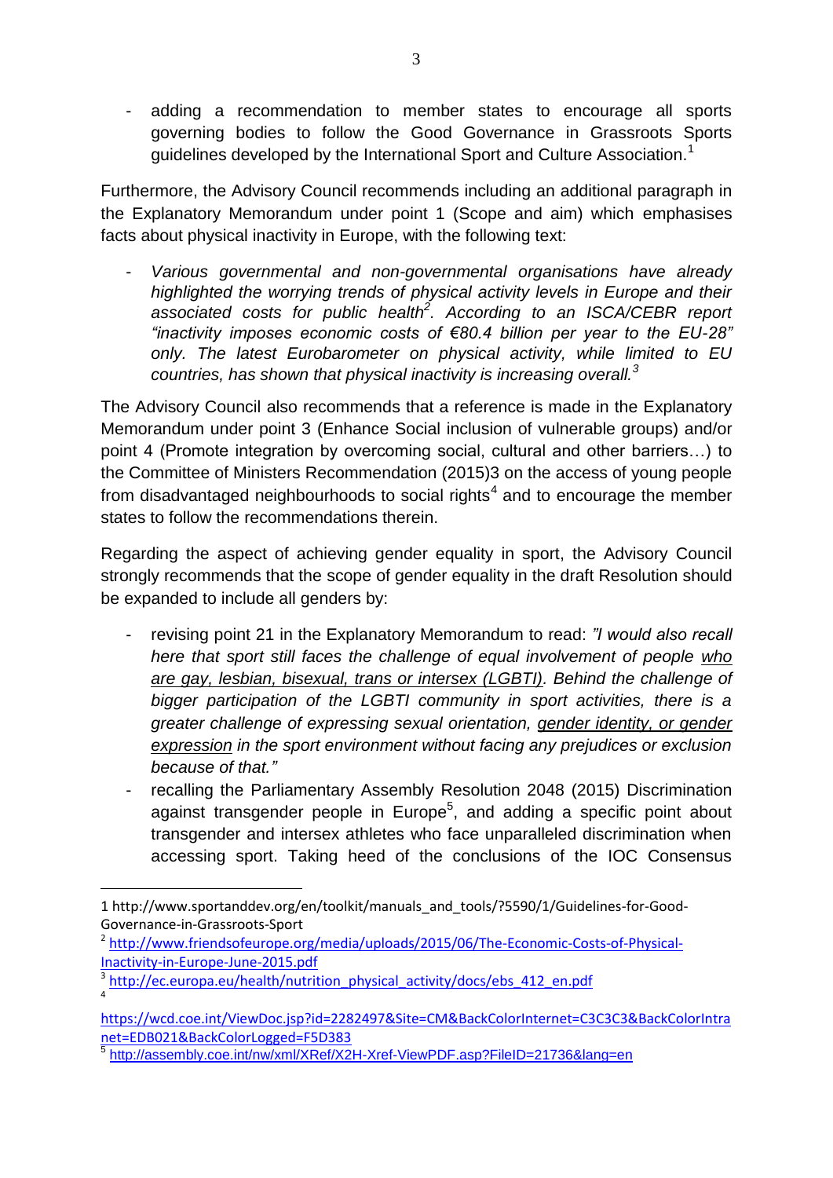- adding a recommendation to member states to encourage all sports governing bodies to follow the Good Governance in Grassroots Sports guidelines developed by the International Sport and Culture Association.[1]

Furthermore, the Advisory Council recommends including an additional paragraph in the Explanatory Memorandum under point 1 (Scope and aim) which emphasises facts about physical inactivity in Europe, with the following text:

- *Various governmental and non-governmental organisations have already highlighted the worrying trends of physical activity levels in Europe and their associated costs for public health[2]. According to an ISCA/CEBR report "inactivity imposes economic costs of €80.4 billion per year to the EU-28" only. The latest Eurobarometer on physical activity, while limited to EU countries, has shown that physical inactivity is increasing overall.[3]*

The Advisory Council also recommends that a reference is made in the Explanatory Memorandum under point 3 (Enhance Social inclusion of vulnerable groups) and/or point 4 (Promote integration by overcoming social, cultural and other barriers…) to the Committee of Ministers Recommendation (2015)3 on the access of young people from disadvantaged neighbourhoods to social rights[4] and to encourage the member states to follow the recommendations therein.

Regarding the aspect of achieving gender equality in sport, the Advisory Council strongly recommends that the scope of gender equality in the draft Resolution should be expanded to include all genders by:

- revising point 21 in the Explanatory Memorandum to read: *"I would also recall here that sport still faces the challenge of equal involvement of people <u>who are gay, lesbian, bisexual, trans or intersex (LGBTI)</u>. Behind the challenge of bigger participation of the LGBTI community in sport activities, there is a greater challenge of expressing sexual orientation, <u>gender identity, or gender expression</u> in the sport environment without facing any prejudices or exclusion because of that."*
- recalling the Parliamentary Assembly Resolution 2048 (2015) Discrimination against transgender people in Europe[5], and adding a specific point about transgender and intersex athletes who face unparalleled discrimination when accessing sport. Taking heed of the conclusions of the IOC Consensus

---

1 http://www.sportanddev.org/en/toolkit/manuals_and_tools/?5590/1/Guidelines-for-Good-Governance-in-Grassroots-Sport

2 http://www.friendsofeurope.org/media/uploads/2015/06/The-Economic-Costs-of-Physical-Inactivity-in-Europe-June-2015.pdf

3 http://ec.europa.eu/health/nutrition_physical_activity/docs/ebs_412_en.pdf

4 https://wcd.coe.int/ViewDoc.jsp?id=2282497&Site=CM&BackColorInternet=C3C3C3&BackColorIntranet=EDB021&BackColorLogged=F5D383

5 http://assembly.coe.int/nw/xml/XRef/X2H-Xref-ViewPDF.asp?FileID=21736&lang=en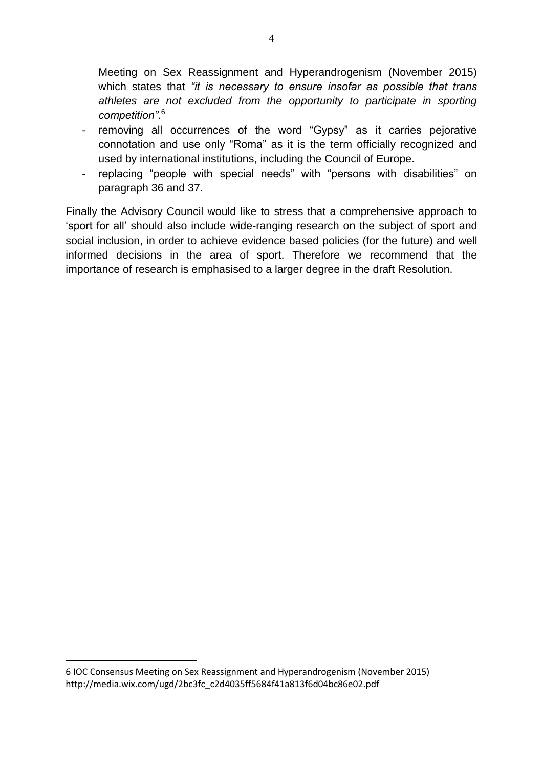Meeting on Sex Reassignment and Hyperandrogenism (November 2015) which states that *"it is necessary to ensure insofar as possible that trans athletes are not excluded from the opportunity to participate in sporting competition"*.[6]

- removing all occurrences of the word "Gypsy" as it carries pejorative connotation and use only "Roma" as it is the term officially recognized and used by international institutions, including the Council of Europe.
- replacing "people with special needs" with "persons with disabilities" on paragraph 36 and 37.

Finally the Advisory Council would like to stress that a comprehensive approach to 'sport for all' should also include wide-ranging research on the subject of sport and social inclusion, in order to achieve evidence based policies (for the future) and well informed decisions in the area of sport. Therefore we recommend that the importance of research is emphasised to a larger degree in the draft Resolution.

---

6 IOC Consensus Meeting on Sex Reassignment and Hyperandrogenism (November 2015) http://media.wix.com/ugd/2bc3fc_c2d4035ff5684f41a813f6d04bc86e02.pdf